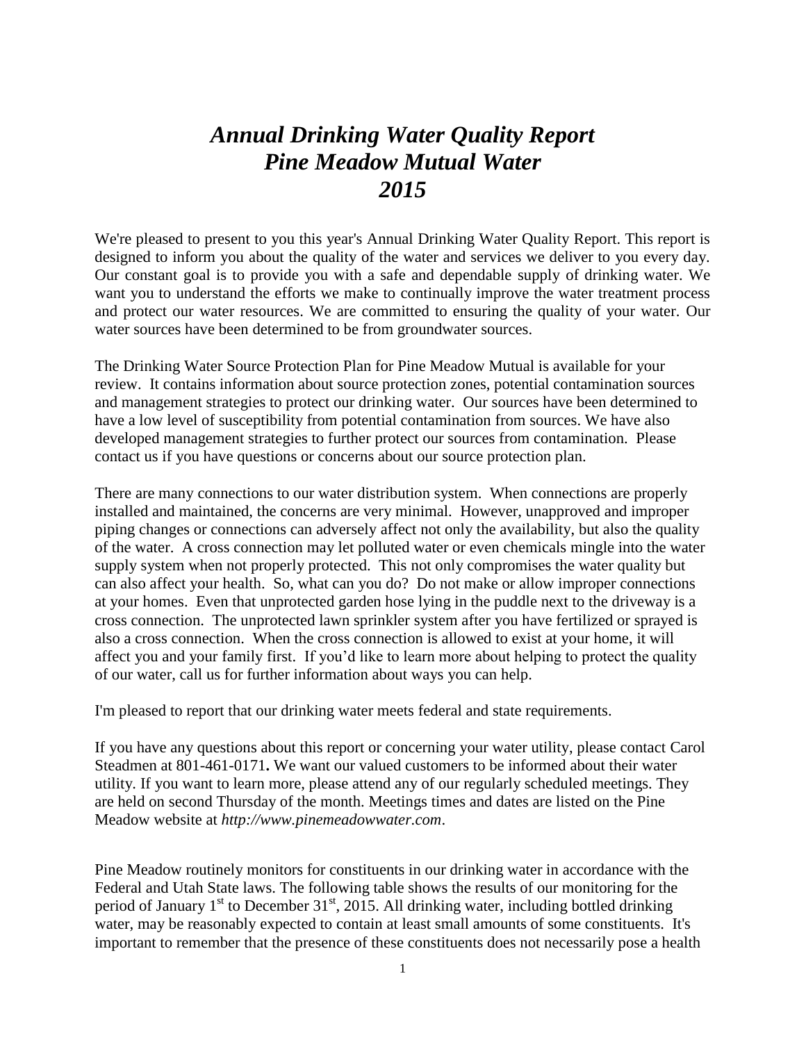# *Annual Drinking Water Quality Report*
# *Pine Meadow Mutual Water*
# *2015*

We're pleased to present to you this year's Annual Drinking Water Quality Report. This report is designed to inform you about the quality of the water and services we deliver to you every day. Our constant goal is to provide you with a safe and dependable supply of drinking water. We want you to understand the efforts we make to continually improve the water treatment process and protect our water resources. We are committed to ensuring the quality of your water. Our water sources have been determined to be from groundwater sources.

The Drinking Water Source Protection Plan for Pine Meadow Mutual is available for your review. It contains information about source protection zones, potential contamination sources and management strategies to protect our drinking water. Our sources have been determined to have a low level of susceptibility from potential contamination from sources. We have also developed management strategies to further protect our sources from contamination. Please contact us if you have questions or concerns about our source protection plan.

There are many connections to our water distribution system. When connections are properly installed and maintained, the concerns are very minimal. However, unapproved and improper piping changes or connections can adversely affect not only the availability, but also the quality of the water. A cross connection may let polluted water or even chemicals mingle into the water supply system when not properly protected. This not only compromises the water quality but can also affect your health. So, what can you do? Do not make or allow improper connections at your homes. Even that unprotected garden hose lying in the puddle next to the driveway is a cross connection. The unprotected lawn sprinkler system after you have fertilized or sprayed is also a cross connection. When the cross connection is allowed to exist at your home, it will affect you and your family first. If you'd like to learn more about helping to protect the quality of our water, call us for further information about ways you can help.

I'm pleased to report that our drinking water meets federal and state requirements.

If you have any questions about this report or concerning your water utility, please contact Carol Steadmen at 801-461-0171**.** We want our valued customers to be informed about their water utility. If you want to learn more, please attend any of our regularly scheduled meetings. They are held on second Thursday of the month. Meetings times and dates are listed on the Pine Meadow website at *http://www.pinemeadowwater.com*.

Pine Meadow routinely monitors for constituents in our drinking water in accordance with the Federal and Utah State laws. The following table shows the results of our monitoring for the period of January 1st to December 31st, 2015. All drinking water, including bottled drinking water, may be reasonably expected to contain at least small amounts of some constituents. It's important to remember that the presence of these constituents does not necessarily pose a health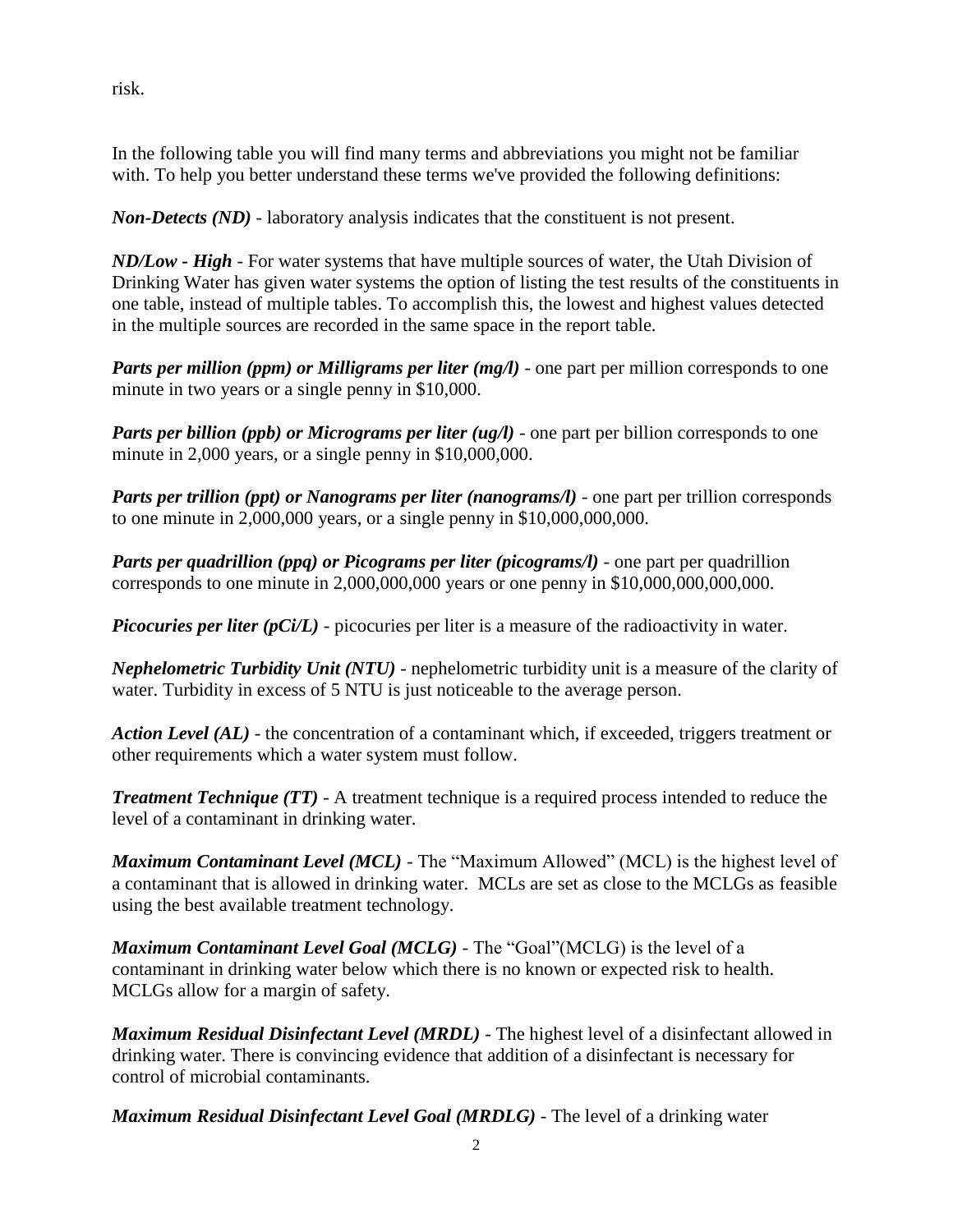risk.

In the following table you will find many terms and abbreviations you might not be familiar with. To help you better understand these terms we've provided the following definitions:

***Non-Detects (ND)*** - laboratory analysis indicates that the constituent is not present.

***ND/Low - High*** - For water systems that have multiple sources of water, the Utah Division of Drinking Water has given water systems the option of listing the test results of the constituents in one table, instead of multiple tables. To accomplish this, the lowest and highest values detected in the multiple sources are recorded in the same space in the report table.

***Parts per million (ppm) or Milligrams per liter (mg/l)*** - one part per million corresponds to one minute in two years or a single penny in $10,000.

***Parts per billion (ppb) or Micrograms per liter (ug/l)*** - one part per billion corresponds to one minute in 2,000 years, or a single penny in $10,000,000.

***Parts per trillion (ppt) or Nanograms per liter (nanograms/l)*** - one part per trillion corresponds to one minute in 2,000,000 years, or a single penny in $10,000,000,000.

***Parts per quadrillion (ppq) or Picograms per liter (picograms/l)*** - one part per quadrillion corresponds to one minute in 2,000,000,000 years or one penny in $10,000,000,000,000.

***Picocuries per liter (pCi/L)*** - picocuries per liter is a measure of the radioactivity in water.

***Nephelometric Turbidity Unit (NTU)*** - nephelometric turbidity unit is a measure of the clarity of water. Turbidity in excess of 5 NTU is just noticeable to the average person.

***Action Level (AL)*** - the concentration of a contaminant which, if exceeded, triggers treatment or other requirements which a water system must follow.

***Treatment Technique (TT)*** - A treatment technique is a required process intended to reduce the level of a contaminant in drinking water.

***Maximum Contaminant Level (MCL)*** - The "Maximum Allowed" (MCL) is the highest level of a contaminant that is allowed in drinking water. MCLs are set as close to the MCLGs as feasible using the best available treatment technology.

***Maximum Contaminant Level Goal (MCLG)*** - The "Goal"(MCLG) is the level of a contaminant in drinking water below which there is no known or expected risk to health. MCLGs allow for a margin of safety.

***Maximum Residual Disinfectant Level (MRDL)*** - The highest level of a disinfectant allowed in drinking water. There is convincing evidence that addition of a disinfectant is necessary for control of microbial contaminants.

***Maximum Residual Disinfectant Level Goal (MRDLG)*** - The level of a drinking water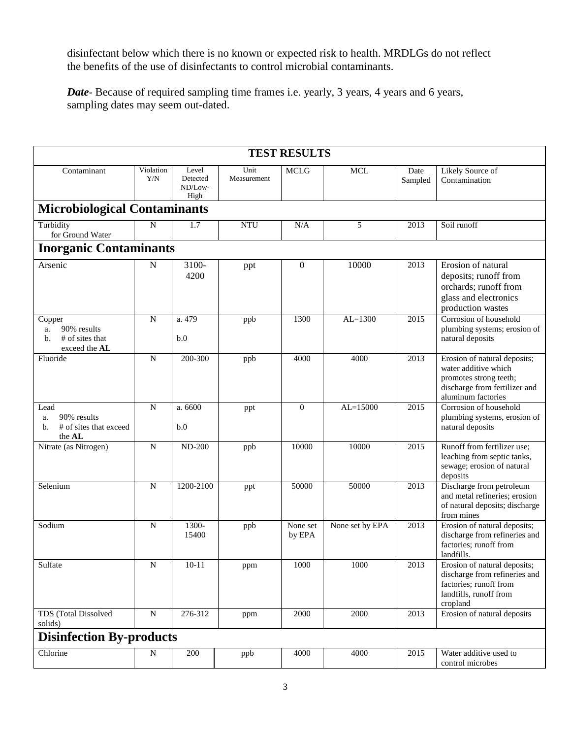disinfectant below which there is no known or expected risk to health. MRDLGs do not reflect the benefits of the use of disinfectants to control microbial contaminants.

***Date***- Because of required sampling time frames i.e. yearly, 3 years, 4 years and 6 years, sampling dates may seem out-dated.

| TEST RESULTS | | | | | | | |
|---|---|---|---|---|---|---|---|
| Contaminant | Violation Y/N | Level Detected ND/Low-High | Unit Measurement | MCLG | MCL | Date Sampled | Likely Source of Contamination |
| **Microbiological Contaminants** | | | | | | | |
| Turbidity for Ground Water | N | 1.7 | NTU | N/A | 5 | 2013 | Soil runoff |
| **Inorganic Contaminants** | | | | | | | |
| Arsenic | N | 3100-4200 | ppt | 0 | 10000 | 2013 | Erosion of natural deposits; runoff from orchards; runoff from glass and electronics production wastes |
| Copper<br>a. 90% results<br>b. # of sites that exceed the **AL** | N | a. 479<br>b.0 | ppb | 1300 | AL=1300 | 2015 | Corrosion of household plumbing systems; erosion of natural deposits |
| Fluoride | N | 200-300 | ppb | 4000 | 4000 | 2013 | Erosion of natural deposits; water additive which promotes strong teeth; discharge from fertilizer and aluminum factories |
| Lead<br>a. 90% results<br>b. # of sites that exceed the **AL** | N | a. 6600<br>b.0 | ppt | 0 | AL=15000 | 2015 | Corrosion of household plumbing systems, erosion of natural deposits |
| Nitrate (as Nitrogen) | N | ND-200 | ppb | 10000 | 10000 | 2015 | Runoff from fertilizer use; leaching from septic tanks, sewage; erosion of natural deposits |
| Selenium | N | 1200-2100 | ppt | 50000 | 50000 | 2013 | Discharge from petroleum and metal refineries; erosion of natural deposits; discharge from mines |
| Sodium | N | 1300-15400 | ppb | None set by EPA | None set by EPA | 2013 | Erosion of natural deposits; discharge from refineries and factories; runoff from landfills. |
| Sulfate | N | 10-11 | ppm | 1000 | 1000 | 2013 | Erosion of natural deposits; discharge from refineries and factories; runoff from landfills, runoff from cropland |
| TDS (Total Dissolved solids) | N | 276-312 | ppm | 2000 | 2000 | 2013 | Erosion of natural deposits |
| **Disinfection By-products** | | | | | | | |
| Chlorine | N | 200 | ppb | 4000 | 4000 | 2015 | Water additive used to control microbes |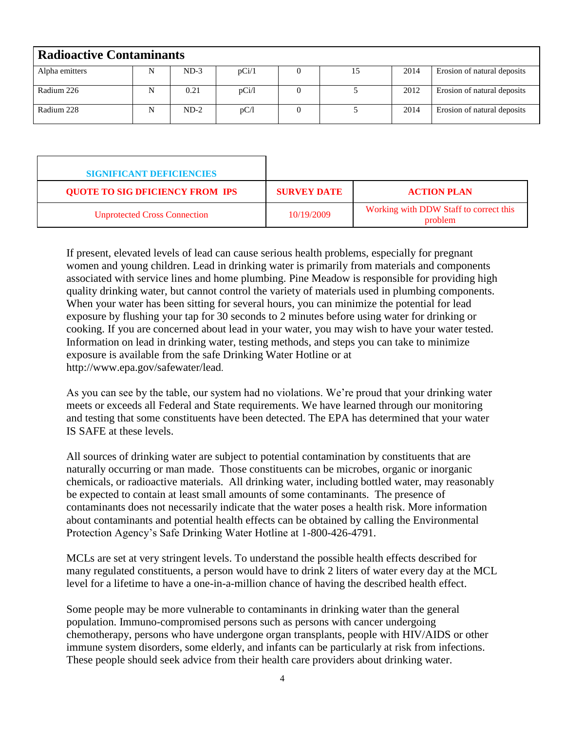| Radioactive Contaminants | | | | | | | |
|---|---|---|---|---|---|---|---|
| Alpha emitters | N | ND-3 | pCi/1 | 0 | 15 | 2014 | Erosion of natural deposits |
| Radium 226 | N | 0.21 | pCi/l | 0 | 5 | 2012 | Erosion of natural deposits |
| Radium 228 | N | ND-2 | pC/l | 0 | 5 | 2014 | Erosion of natural deposits |

| SIGNIFICANT DEFICIENCIES | | |
|---|---|---|
| QUOTE TO SIG DFICIENCY FROM IPS | SURVEY DATE | ACTION PLAN |
| Unprotected Cross Connection | 10/19/2009 | Working with DDW Staff to correct this problem |

If present, elevated levels of lead can cause serious health problems, especially for pregnant women and young children. Lead in drinking water is primarily from materials and components associated with service lines and home plumbing. Pine Meadow is responsible for providing high quality drinking water, but cannot control the variety of materials used in plumbing components. When your water has been sitting for several hours, you can minimize the potential for lead exposure by flushing your tap for 30 seconds to 2 minutes before using water for drinking or cooking. If you are concerned about lead in your water, you may wish to have your water tested. Information on lead in drinking water, testing methods, and steps you can take to minimize exposure is available from the safe Drinking Water Hotline or at http://www.epa.gov/safewater/lead.

As you can see by the table, our system had no violations. We're proud that your drinking water meets or exceeds all Federal and State requirements. We have learned through our monitoring and testing that some constituents have been detected. The EPA has determined that your water IS SAFE at these levels.

All sources of drinking water are subject to potential contamination by constituents that are naturally occurring or man made. Those constituents can be microbes, organic or inorganic chemicals, or radioactive materials. All drinking water, including bottled water, may reasonably be expected to contain at least small amounts of some contaminants. The presence of contaminants does not necessarily indicate that the water poses a health risk. More information about contaminants and potential health effects can be obtained by calling the Environmental Protection Agency's Safe Drinking Water Hotline at 1-800-426-4791.

MCLs are set at very stringent levels. To understand the possible health effects described for many regulated constituents, a person would have to drink 2 liters of water every day at the MCL level for a lifetime to have a one-in-a-million chance of having the described health effect.

Some people may be more vulnerable to contaminants in drinking water than the general population. Immuno-compromised persons such as persons with cancer undergoing chemotherapy, persons who have undergone organ transplants, people with HIV/AIDS or other immune system disorders, some elderly, and infants can be particularly at risk from infections. These people should seek advice from their health care providers about drinking water.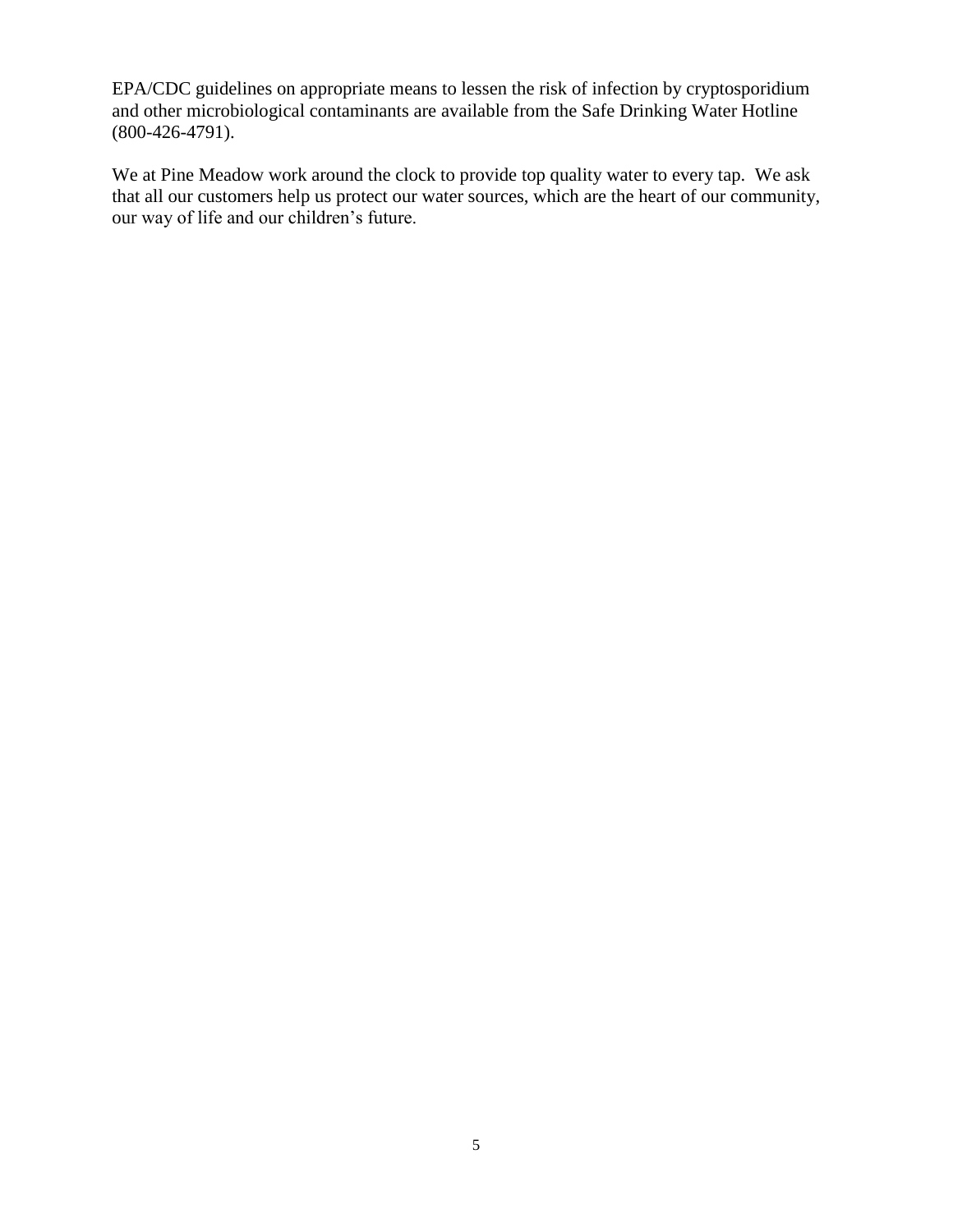EPA/CDC guidelines on appropriate means to lessen the risk of infection by cryptosporidium and other microbiological contaminants are available from the Safe Drinking Water Hotline (800-426-4791).

We at Pine Meadow work around the clock to provide top quality water to every tap. We ask that all our customers help us protect our water sources, which are the heart of our community, our way of life and our children's future.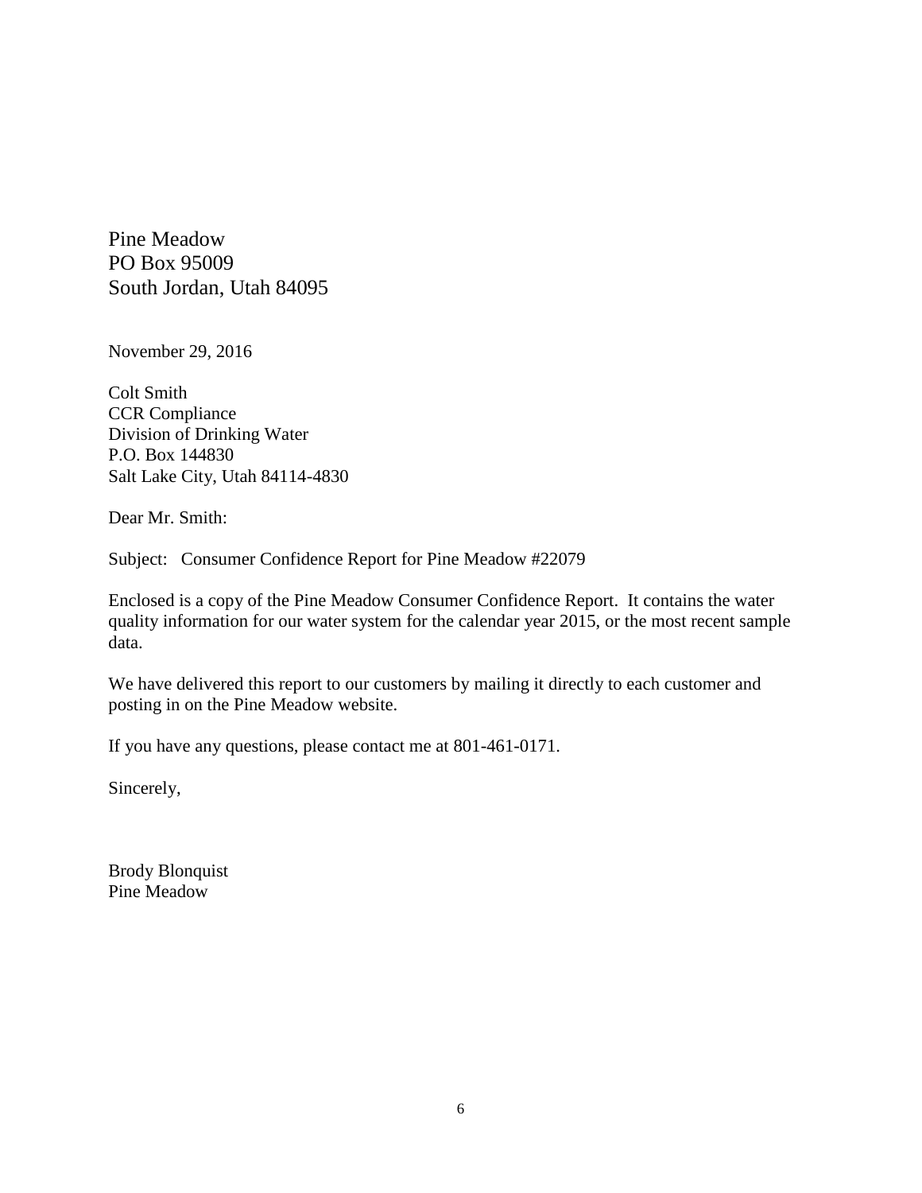Pine Meadow
PO Box 95009
South Jordan, Utah 84095

November 29, 2016

Colt Smith
CCR Compliance
Division of Drinking Water
P.O. Box 144830
Salt Lake City, Utah 84114-4830

Dear Mr. Smith:

Subject: Consumer Confidence Report for Pine Meadow #22079

Enclosed is a copy of the Pine Meadow Consumer Confidence Report. It contains the water quality information for our water system for the calendar year 2015, or the most recent sample data.

We have delivered this report to our customers by mailing it directly to each customer and posting in on the Pine Meadow website.

If you have any questions, please contact me at 801-461-0171.

Sincerely,

Brody Blonquist
Pine Meadow